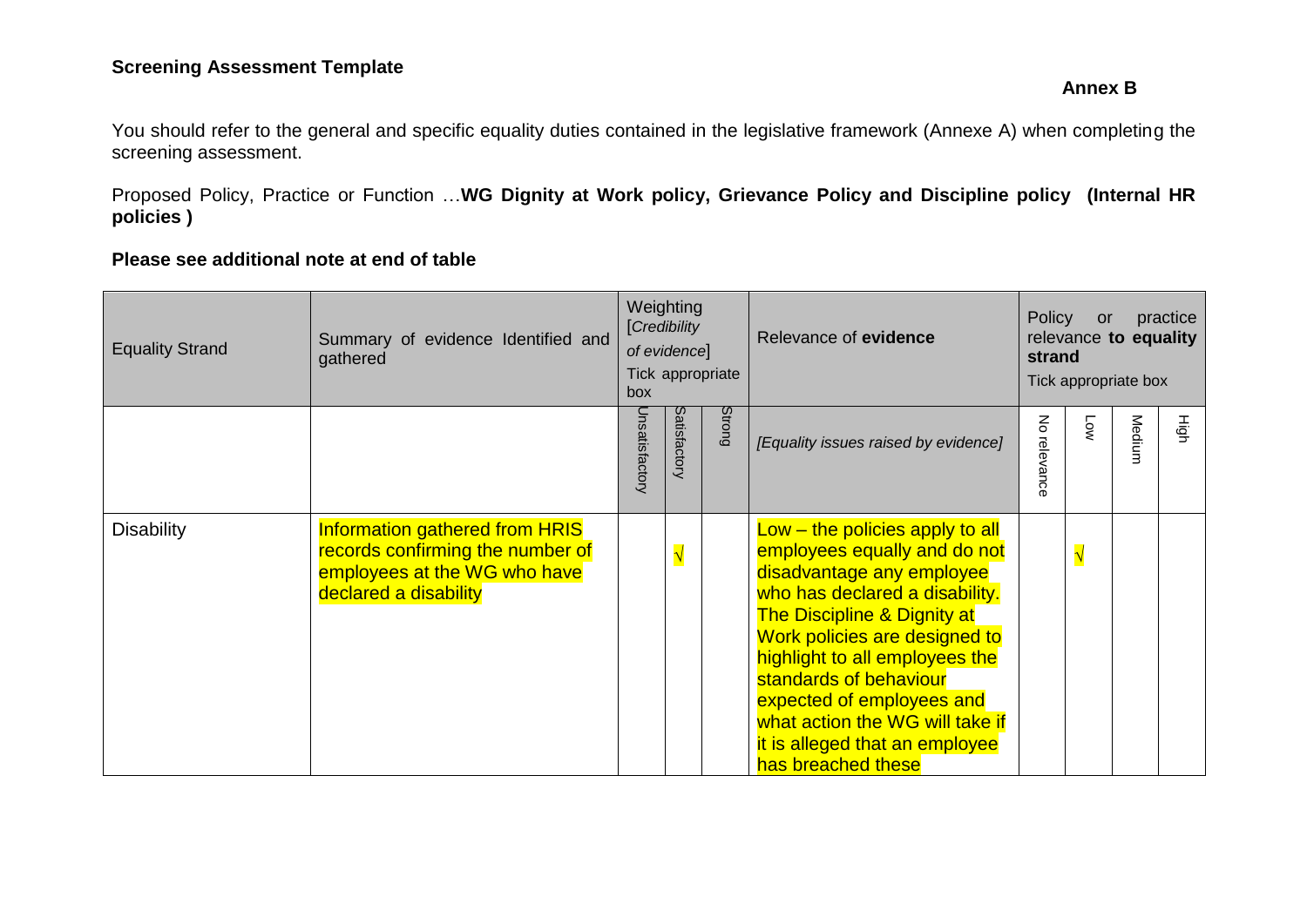**Screening Assessment Template**

**Annex B**

You should refer to the general and specific equality duties contained in the legislative framework (Annexe A) when completing the screening assessment.

Proposed Policy, Practice or Function …**WG Dignity at Work policy, Grievance Policy and Discipline policy (Internal HR policies )**

**Please see additional note at end of table**

| Equality Strand | Summary of evidence Identified and gathered | Weighting [*Credibility of evidence*] Tick appropriate box | | | Relevance of **evidence** | Policy or practice relevance **to equality strand** Tick appropriate box | | | |
|---|---|---|---|---|---|---|---|---|---|
| | | Unsatisfactory | Satisfactory | Strong | *[Equality issues raised by evidence]* | No relevance | Low | Medium | High |
| Disability | Information gathered from HRIS records confirming the number of employees at the WG who have declared a disability | | √ | | Low – the policies apply to all employees equally and do not disadvantage any employee who has declared a disability. The Discipline & Dignity at Work policies are designed to highlight to all employees the standards of behaviour expected of employees and what action the WG will take if it is alleged that an employee has breached these | | √ | | |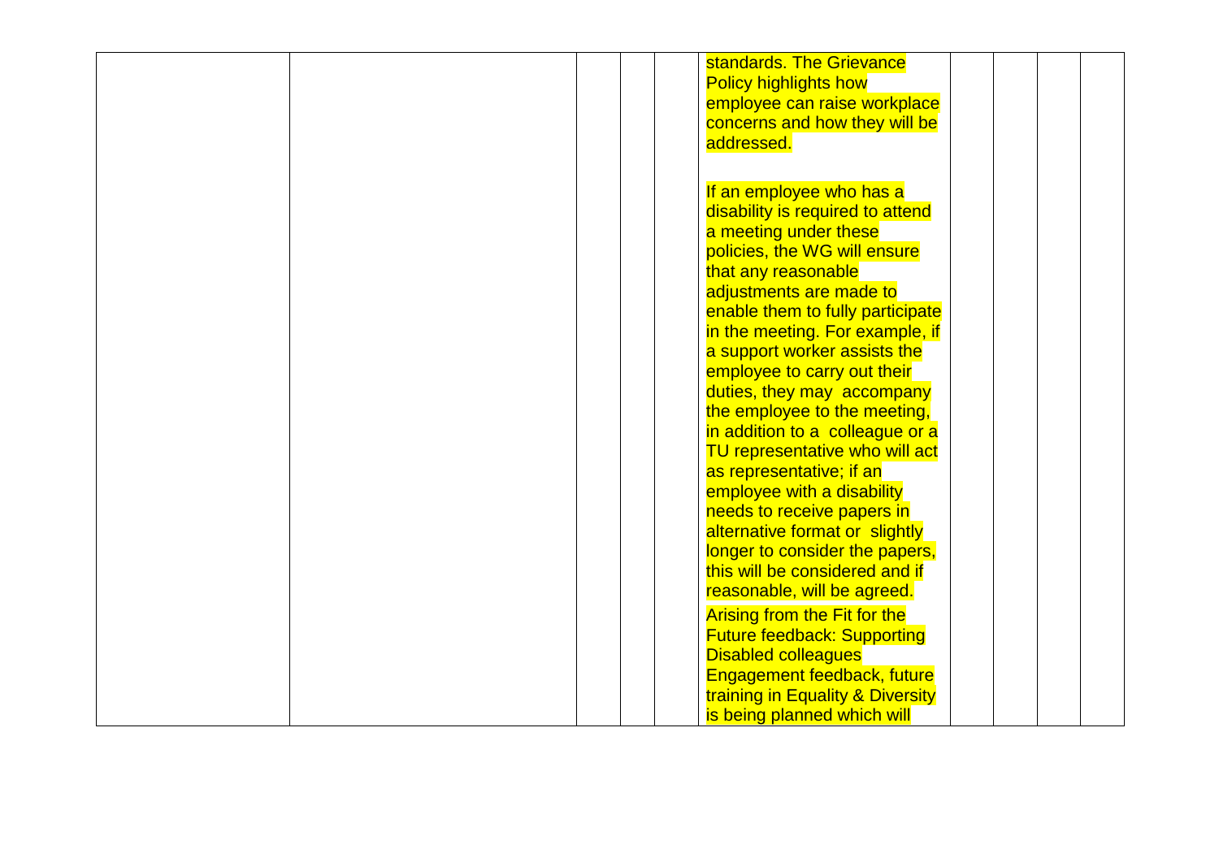| | | | | | | | | | |
|---|---|---|---|---|---|---|---|---|---|
| | | | | | standards. The Grievance Policy highlights how employee can raise workplace concerns and how they will be addressed.<br><br>If an employee who has a disability is required to attend a meeting under these policies, the WG will ensure that any reasonable adjustments are made to enable them to fully participate in the meeting. For example, if a support worker assists the employee to carry out their duties, they may accompany the employee to the meeting, in addition to a colleague or a TU representative who will act as representative; if an employee with a disability needs to receive papers in alternative format or slightly longer to consider the papers, this will be considered and if reasonable, will be agreed.<br><br>Arising from the Fit for the Future feedback: Supporting Disabled colleagues Engagement feedback, future training in Equality & Diversity is being planned which will | | | | |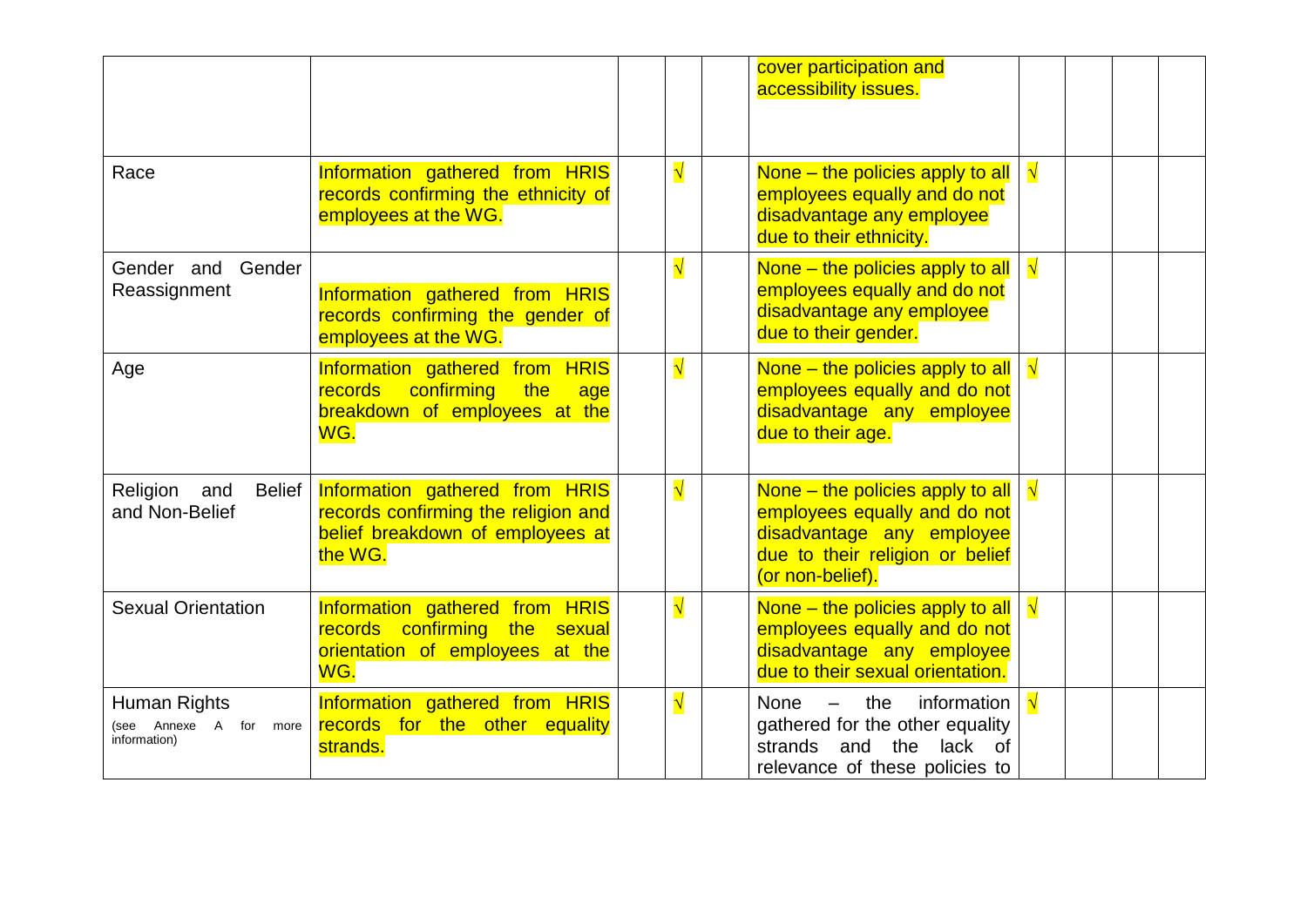| | | | | | | | | | |
|---|---|---|---|---|---|---|---|---|---|
| | | | | | cover participation and accessibility issues. | | | | |
| Race | Information gathered from HRIS records confirming the ethnicity of employees at the WG. | | √ | | None – the policies apply to all employees equally and do not disadvantage any employee due to their ethnicity. | √ | | | |
| Gender and Gender Reassignment | Information gathered from HRIS records confirming the gender of employees at the WG. | | √ | | None – the policies apply to all employees equally and do not disadvantage any employee due to their gender. | √ | | | |
| Age | Information gathered from HRIS records confirming the age breakdown of employees at the WG. | | √ | | None – the policies apply to all employees equally and do not disadvantage any employee due to their age. | √ | | | |
| Religion and Belief and Non-Belief | Information gathered from HRIS records confirming the religion and belief breakdown of employees at the WG. | | √ | | None – the policies apply to all employees equally and do not disadvantage any employee due to their religion or belief (or non-belief). | √ | | | |
| Sexual Orientation | Information gathered from HRIS records confirming the sexual orientation of employees at the WG. | | √ | | None – the policies apply to all employees equally and do not disadvantage any employee due to their sexual orientation. | √ | | | |
| Human Rights (see Annexe A for more information) | Information gathered from HRIS records for the other equality strands. | | √ | | None – the information gathered for the other equality strands and the lack of relevance of these policies to | √ | | | |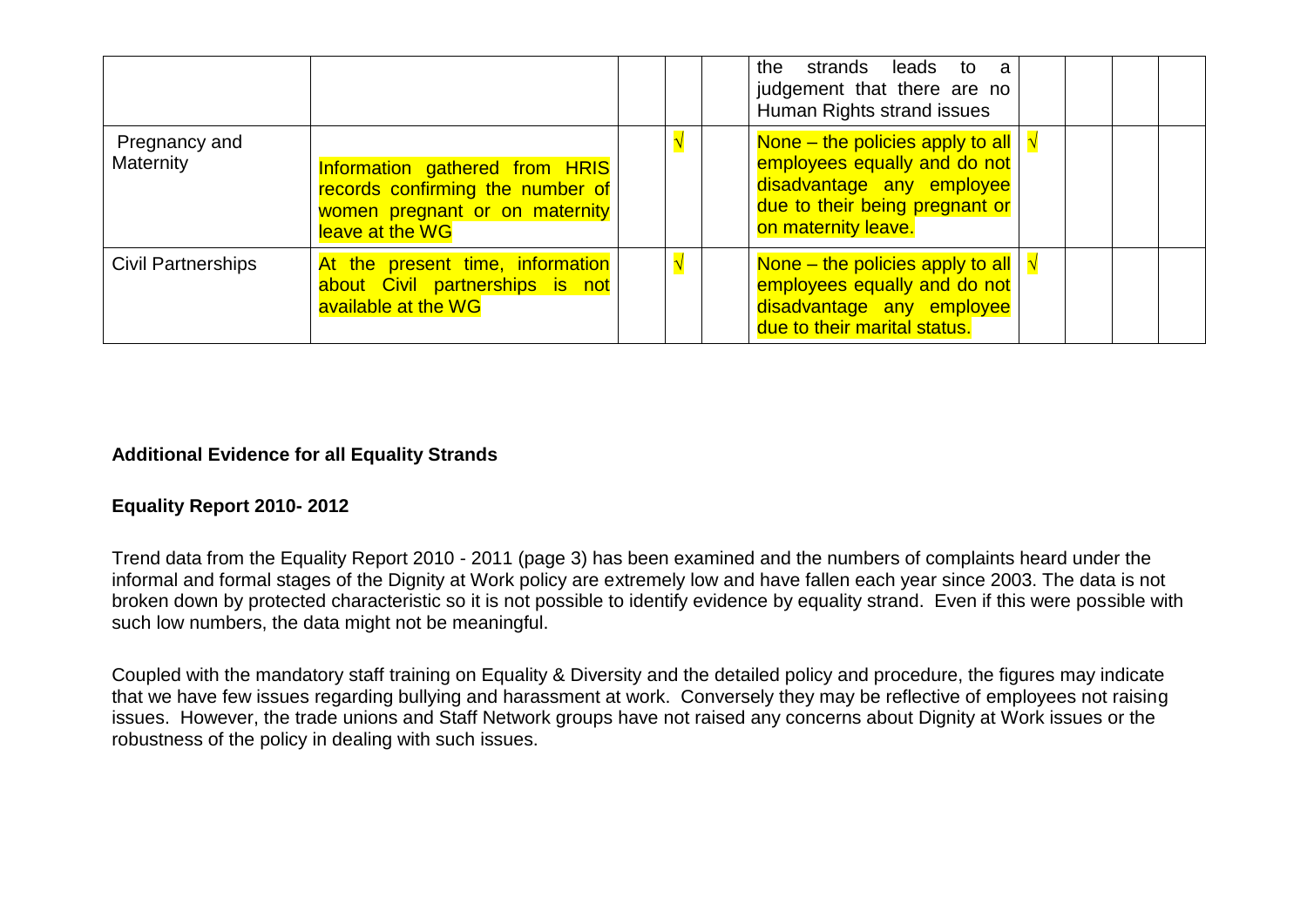| | | | | | | | | | |
|---|---|---|---|---|---|---|---|---|---|
| | | | | | the strands leads to a judgement that there are no Human Rights strand issues | | | | |
| Pregnancy and Maternity | Information gathered from HRIS records confirming the number of women pregnant or on maternity leave at the WG | | √ | | None – the policies apply to all employees equally and do not disadvantage any employee due to their being pregnant or on maternity leave. | √ | | | |
| Civil Partnerships | At the present time, information about Civil partnerships is not available at the WG | | √ | | None – the policies apply to all employees equally and do not disadvantage any employee due to their marital status. | √ | | | |

**Additional Evidence for all Equality Strands**

**Equality Report 2010- 2012**

Trend data from the Equality Report 2010 - 2011 (page 3) has been examined and the numbers of complaints heard under the informal and formal stages of the Dignity at Work policy are extremely low and have fallen each year since 2003. The data is not broken down by protected characteristic so it is not possible to identify evidence by equality strand. Even if this were possible with such low numbers, the data might not be meaningful.

Coupled with the mandatory staff training on Equality & Diversity and the detailed policy and procedure, the figures may indicate that we have few issues regarding bullying and harassment at work. Conversely they may be reflective of employees not raising issues. However, the trade unions and Staff Network groups have not raised any concerns about Dignity at Work issues or the robustness of the policy in dealing with such issues.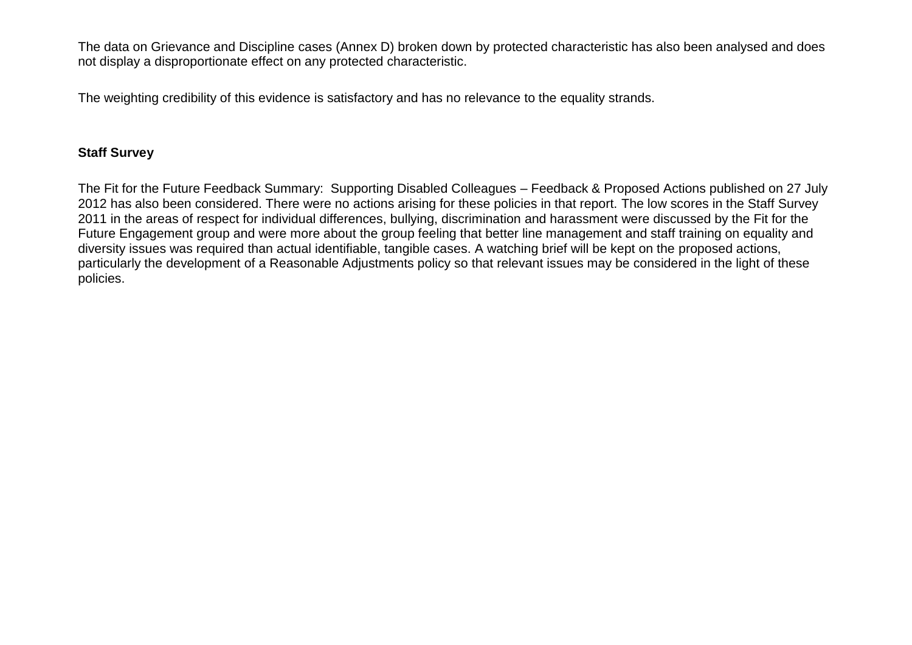The data on Grievance and Discipline cases (Annex D) broken down by protected characteristic has also been analysed and does not display a disproportionate effect on any protected characteristic.

The weighting credibility of this evidence is satisfactory and has no relevance to the equality strands.

**Staff Survey**

The Fit for the Future Feedback Summary: Supporting Disabled Colleagues – Feedback & Proposed Actions published on 27 July 2012 has also been considered. There were no actions arising for these policies in that report. The low scores in the Staff Survey 2011 in the areas of respect for individual differences, bullying, discrimination and harassment were discussed by the Fit for the Future Engagement group and were more about the group feeling that better line management and staff training on equality and diversity issues was required than actual identifiable, tangible cases. A watching brief will be kept on the proposed actions, particularly the development of a Reasonable Adjustments policy so that relevant issues may be considered in the light of these policies.